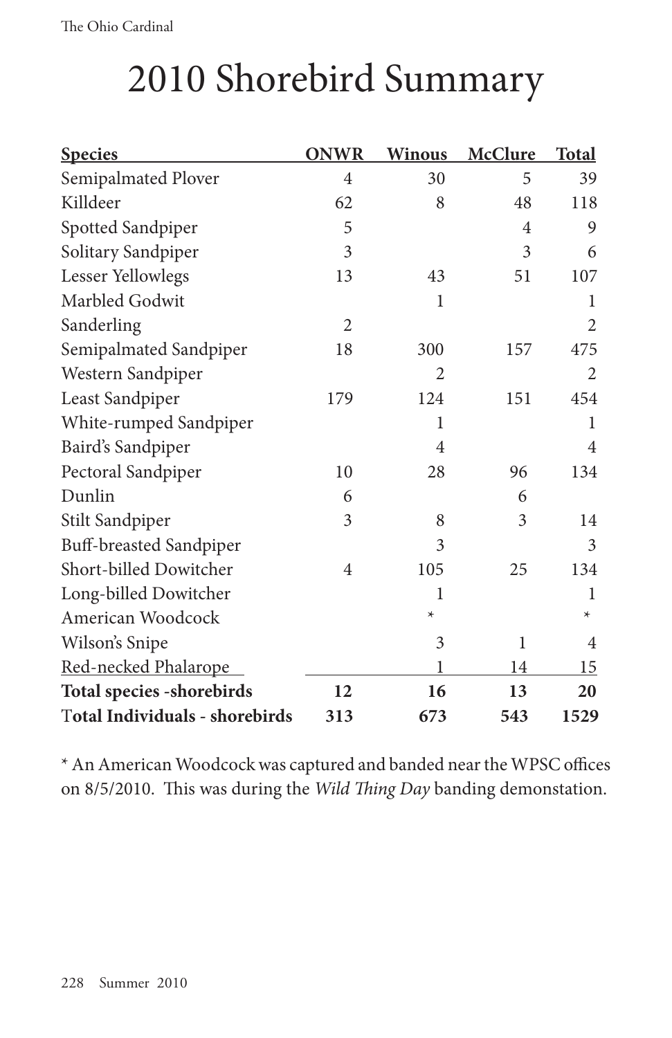# 2010 Shorebird Summary

| Species | ONWR | Winous | McClure | Total |
|---|---|---|---|---|
| Semipalmated Plover | 4 | 30 | 5 | 39 |
| Killdeer | 62 | 8 | 48 | 118 |
| Spotted Sandpiper | 5 | | 4 | 9 |
| Solitary Sandpiper | 3 | | 3 | 6 |
| Lesser Yellowlegs | 13 | 43 | 51 | 107 |
| Marbled Godwit | | 1 | | 1 |
| Sanderling | 2 | | | 2 |
| Semipalmated Sandpiper | 18 | 300 | 157 | 475 |
| Western Sandpiper | | 2 | | 2 |
| Least Sandpiper | 179 | 124 | 151 | 454 |
| White-rumped Sandpiper | | 1 | | 1 |
| Baird's Sandpiper | | 4 | | 4 |
| Pectoral Sandpiper | 10 | 28 | 96 | 134 |
| Dunlin | 6 | | 6 | |
| Stilt Sandpiper | 3 | 8 | 3 | 14 |
| Buff-breasted Sandpiper | | 3 | | 3 |
| Short-billed Dowitcher | 4 | 105 | 25 | 134 |
| Long-billed Dowitcher | | 1 | | 1 |
| American Woodcock | | * | | * |
| Wilson's Snipe | | 3 | 1 | 4 |
| Red-necked Phalarope | | 1 | 14 | 15 |
| **Total species -shorebirds** | **12** | **16** | **13** | **20** |
| **Total Individuals - shorebirds** | **313** | **673** | **543** | **1529** |

* An American Woodcock was captured and banded near the WPSC offices on 8/5/2010. This was during the *Wild Thing Day* banding demonstation.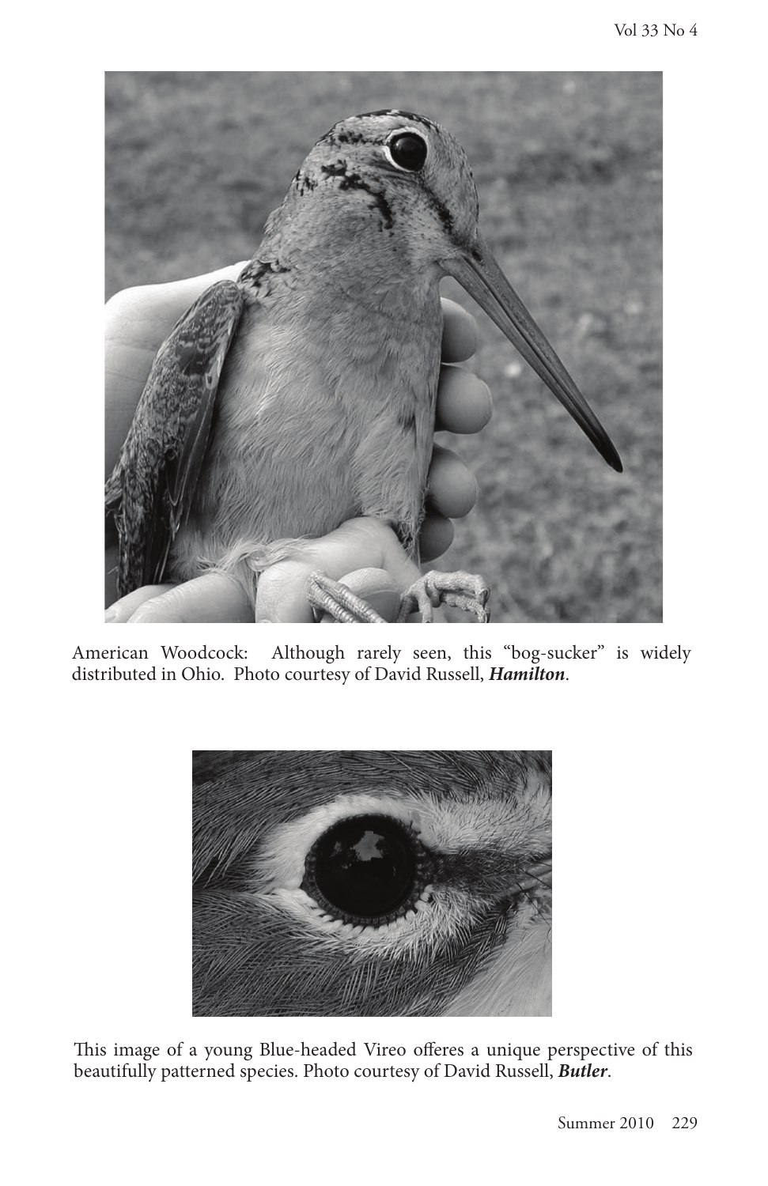American Woodcock: Although rarely seen, this "bog-sucker" is widely distributed in Ohio. Photo courtesy of David Russell, ***Hamilton***.

This image of a young Blue-headed Vireo offeres a unique perspective of this beautifully patterned species. Photo courtesy of David Russell, ***Butler***.